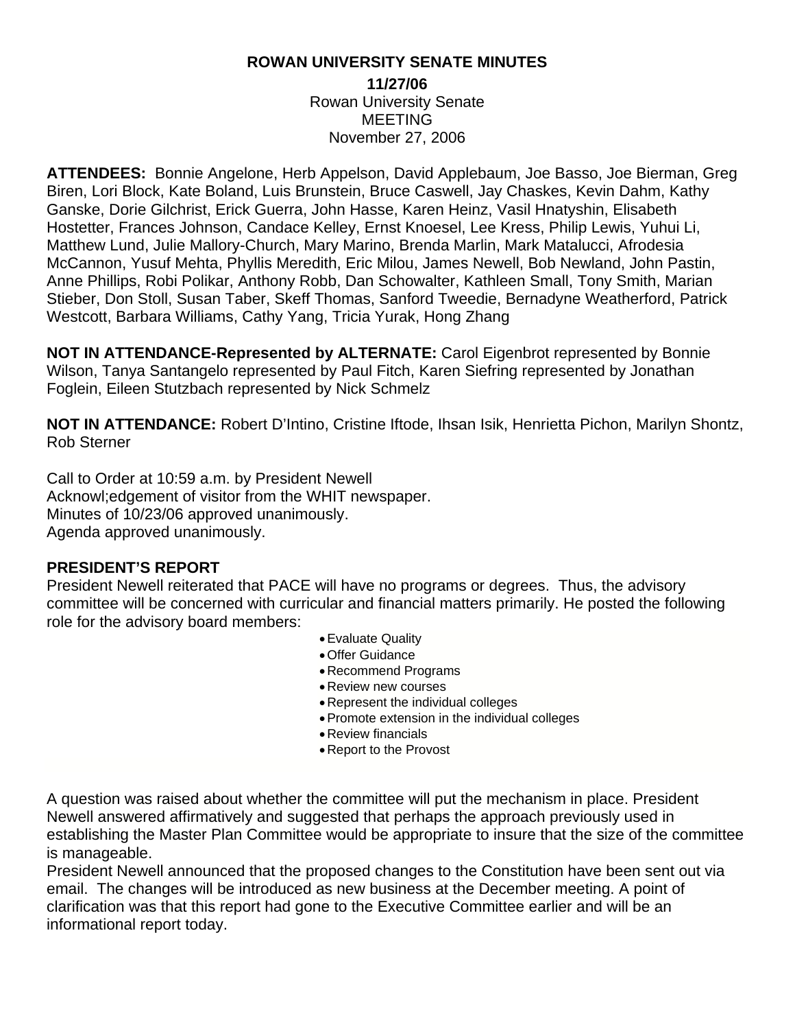# ROWAN UNIVERSITY SENATE MINUTES

**11/27/06**
Rowan University Senate
MEETING
November 27, 2006

**ATTENDEES:** Bonnie Angelone, Herb Appelson, David Applebaum, Joe Basso, Joe Bierman, Greg Biren, Lori Block, Kate Boland, Luis Brunstein, Bruce Caswell, Jay Chaskes, Kevin Dahm, Kathy Ganske, Dorie Gilchrist, Erick Guerra, John Hasse, Karen Heinz, Vasil Hnatyshin, Elisabeth Hostetter, Frances Johnson, Candace Kelley, Ernst Knoesel, Lee Kress, Philip Lewis, Yuhui Li, Matthew Lund, Julie Mallory-Church, Mary Marino, Brenda Marlin, Mark Matalucci, Afrodesia McCannon, Yusuf Mehta, Phyllis Meredith, Eric Milou, James Newell, Bob Newland, John Pastin, Anne Phillips, Robi Polikar, Anthony Robb, Dan Schowalter, Kathleen Small, Tony Smith, Marian Stieber, Don Stoll, Susan Taber, Skeff Thomas, Sanford Tweedie, Bernadyne Weatherford, Patrick Westcott, Barbara Williams, Cathy Yang, Tricia Yurak, Hong Zhang

**NOT IN ATTENDANCE-Represented by ALTERNATE:** Carol Eigenbrot represented by Bonnie Wilson, Tanya Santangelo represented by Paul Fitch, Karen Siefring represented by Jonathan Foglein, Eileen Stutzbach represented by Nick Schmelz

**NOT IN ATTENDANCE:** Robert D'Intino, Cristine Iftode, Ihsan Isik, Henrietta Pichon, Marilyn Shontz, Rob Sterner

Call to Order at 10:59 a.m. by President Newell
Acknowl;edgement of visitor from the WHIT newspaper.
Minutes of 10/23/06 approved unanimously.
Agenda approved unanimously.

## PRESIDENT'S REPORT

President Newell reiterated that PACE will have no programs or degrees. Thus, the advisory committee will be concerned with curricular and financial matters primarily. He posted the following role for the advisory board members:

- Evaluate Quality
- Offer Guidance
- Recommend Programs
- Review new courses
- Represent the individual colleges
- Promote extension in the individual colleges
- Review financials
- Report to the Provost

A question was raised about whether the committee will put the mechanism in place. President Newell answered affirmatively and suggested that perhaps the approach previously used in establishing the Master Plan Committee would be appropriate to insure that the size of the committee is manageable.

President Newell announced that the proposed changes to the Constitution have been sent out via email. The changes will be introduced as new business at the December meeting. A point of clarification was that this report had gone to the Executive Committee earlier and will be an informational report today.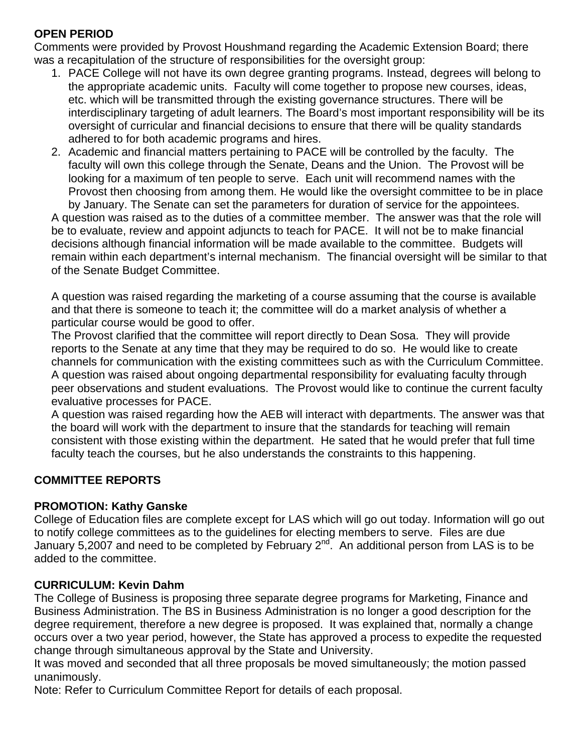**OPEN PERIOD**

Comments were provided by Provost Houshmand regarding the Academic Extension Board; there was a recapitulation of the structure of responsibilities for the oversight group:

1. PACE College will not have its own degree granting programs. Instead, degrees will belong to the appropriate academic units. Faculty will come together to propose new courses, ideas, etc. which will be transmitted through the existing governance structures. There will be interdisciplinary targeting of adult learners. The Board's most important responsibility will be its oversight of curricular and financial decisions to ensure that there will be quality standards adhered to for both academic programs and hires.
2. Academic and financial matters pertaining to PACE will be controlled by the faculty. The faculty will own this college through the Senate, Deans and the Union. The Provost will be looking for a maximum of ten people to serve. Each unit will recommend names with the Provost then choosing from among them. He would like the oversight committee to be in place by January. The Senate can set the parameters for duration of service for the appointees.

A question was raised as to the duties of a committee member. The answer was that the role will be to evaluate, review and appoint adjuncts to teach for PACE. It will not be to make financial decisions although financial information will be made available to the committee. Budgets will remain within each department's internal mechanism. The financial oversight will be similar to that of the Senate Budget Committee.

A question was raised regarding the marketing of a course assuming that the course is available and that there is someone to teach it; the committee will do a market analysis of whether a particular course would be good to offer.

The Provost clarified that the committee will report directly to Dean Sosa. They will provide reports to the Senate at any time that they may be required to do so. He would like to create channels for communication with the existing committees such as with the Curriculum Committee.

A question was raised about ongoing departmental responsibility for evaluating faculty through peer observations and student evaluations. The Provost would like to continue the current faculty evaluative processes for PACE.

A question was raised regarding how the AEB will interact with departments. The answer was that the board will work with the department to insure that the standards for teaching will remain consistent with those existing within the department. He sated that he would prefer that full time faculty teach the courses, but he also understands the constraints to this happening.

**COMMITTEE REPORTS**

**PROMOTION: Kathy Ganske**

College of Education files are complete except for LAS which will go out today. Information will go out to notify college committees as to the guidelines for electing members to serve. Files are due January 5,2007 and need to be completed by February 2nd. An additional person from LAS is to be added to the committee.

**CURRICULUM: Kevin Dahm**

The College of Business is proposing three separate degree programs for Marketing, Finance and Business Administration. The BS in Business Administration is no longer a good description for the degree requirement, therefore a new degree is proposed. It was explained that, normally a change occurs over a two year period, however, the State has approved a process to expedite the requested change through simultaneous approval by the State and University.

It was moved and seconded that all three proposals be moved simultaneously; the motion passed unanimously.

Note: Refer to Curriculum Committee Report for details of each proposal.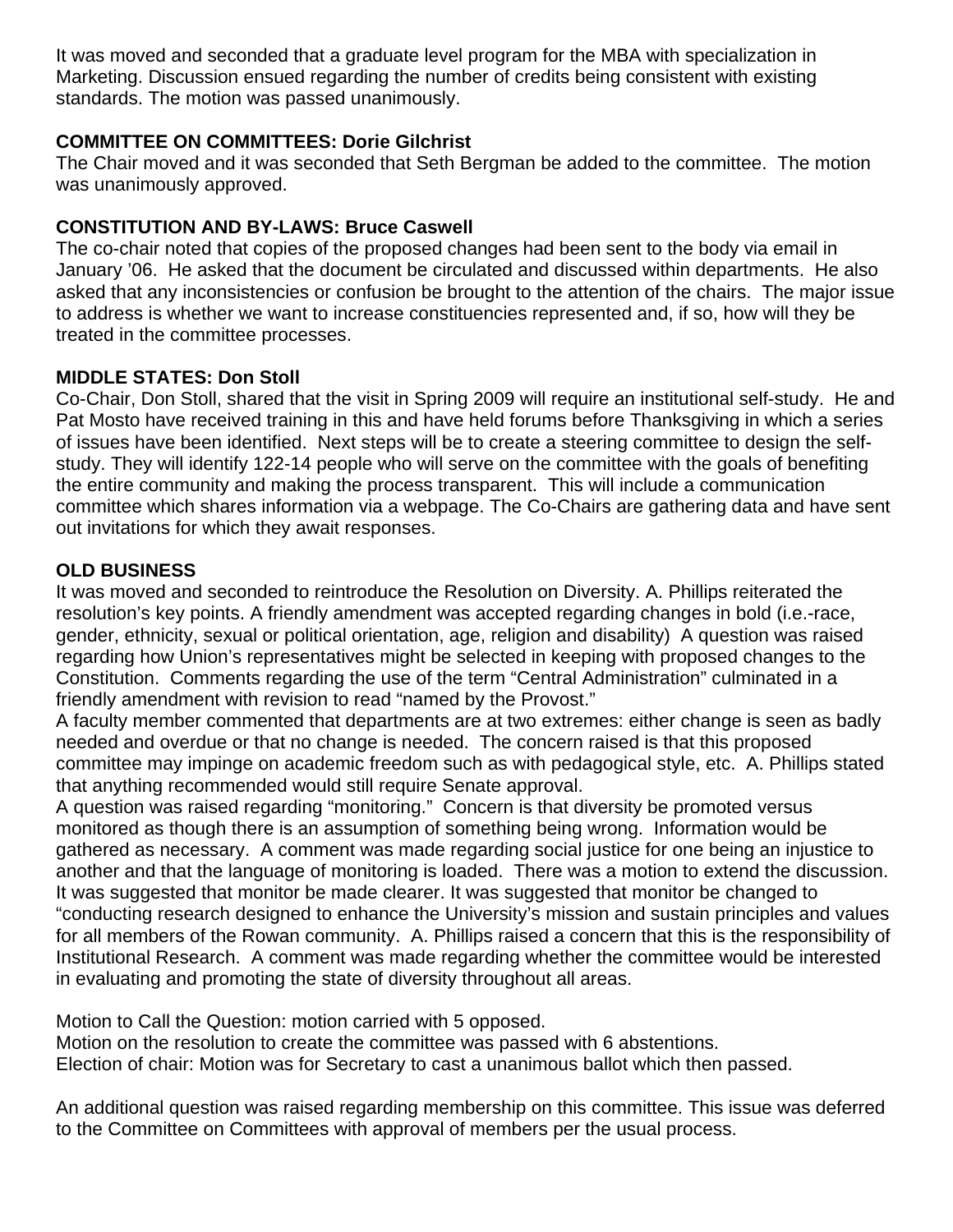It was moved and seconded that a graduate level program for the MBA with specialization in Marketing. Discussion ensued regarding the number of credits being consistent with existing standards. The motion was passed unanimously.

**COMMITTEE ON COMMITTEES: Dorie Gilchrist**

The Chair moved and it was seconded that Seth Bergman be added to the committee. The motion was unanimously approved.

**CONSTITUTION AND BY-LAWS: Bruce Caswell**

The co-chair noted that copies of the proposed changes had been sent to the body via email in January '06. He asked that the document be circulated and discussed within departments. He also asked that any inconsistencies or confusion be brought to the attention of the chairs. The major issue to address is whether we want to increase constituencies represented and, if so, how will they be treated in the committee processes.

**MIDDLE STATES: Don Stoll**

Co-Chair, Don Stoll, shared that the visit in Spring 2009 will require an institutional self-study. He and Pat Mosto have received training in this and have held forums before Thanksgiving in which a series of issues have been identified. Next steps will be to create a steering committee to design the self-study. They will identify 122-14 people who will serve on the committee with the goals of benefiting the entire community and making the process transparent. This will include a communication committee which shares information via a webpage. The Co-Chairs are gathering data and have sent out invitations for which they await responses.

**OLD BUSINESS**

It was moved and seconded to reintroduce the Resolution on Diversity. A. Phillips reiterated the resolution's key points. A friendly amendment was accepted regarding changes in bold (i.e.-race, gender, ethnicity, sexual or political orientation, age, religion and disability) A question was raised regarding how Union's representatives might be selected in keeping with proposed changes to the Constitution. Comments regarding the use of the term "Central Administration" culminated in a friendly amendment with revision to read "named by the Provost."

A faculty member commented that departments are at two extremes: either change is seen as badly needed and overdue or that no change is needed. The concern raised is that this proposed committee may impinge on academic freedom such as with pedagogical style, etc. A. Phillips stated that anything recommended would still require Senate approval.

A question was raised regarding "monitoring." Concern is that diversity be promoted versus monitored as though there is an assumption of something being wrong. Information would be gathered as necessary. A comment was made regarding social justice for one being an injustice to another and that the language of monitoring is loaded. There was a motion to extend the discussion. It was suggested that monitor be made clearer. It was suggested that monitor be changed to "conducting research designed to enhance the University's mission and sustain principles and values for all members of the Rowan community. A. Phillips raised a concern that this is the responsibility of Institutional Research. A comment was made regarding whether the committee would be interested in evaluating and promoting the state of diversity throughout all areas.

Motion to Call the Question: motion carried with 5 opposed.
Motion on the resolution to create the committee was passed with 6 abstentions.
Election of chair: Motion was for Secretary to cast a unanimous ballot which then passed.

An additional question was raised regarding membership on this committee. This issue was deferred to the Committee on Committees with approval of members per the usual process.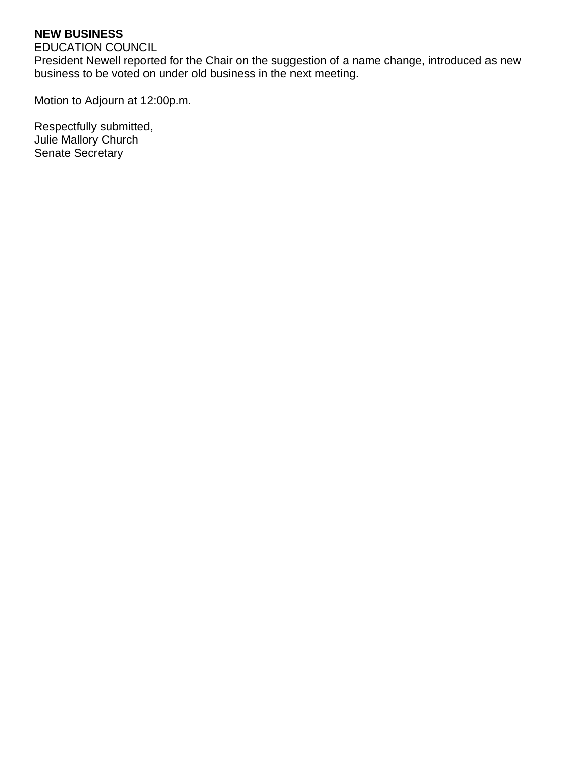**NEW BUSINESS**
EDUCATION COUNCIL
President Newell reported for the Chair on the suggestion of a name change, introduced as new business to be voted on under old business in the next meeting.

Motion to Adjourn at 12:00p.m.

Respectfully submitted,
Julie Mallory Church
Senate Secretary